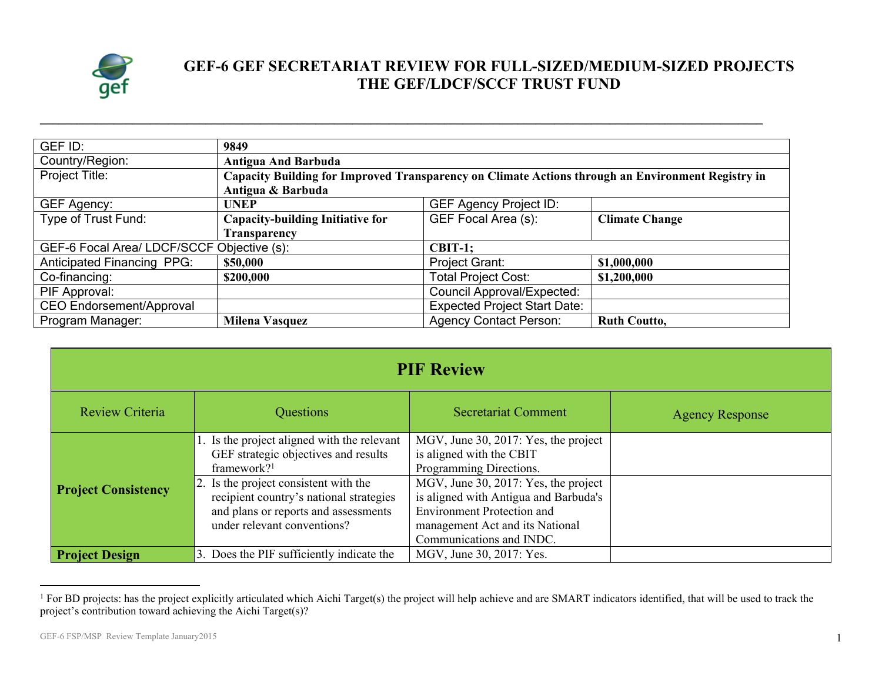# GEF-6 GEF SECRETARIAT REVIEW FOR FULL-SIZED/MEDIUM-SIZED PROJECTS THE GEF/LDCF/SCCF TRUST FUND

| | | | |
|---|---|---|---|
| GEF ID: | **9849** | | |
| Country/Region: | **Antigua And Barbuda** | | |
| Project Title: | **Capacity Building for Improved Transparency on Climate Actions through an Environment Registry in Antigua & Barbuda** | | |
| GEF Agency: | **UNEP** | GEF Agency Project ID: | |
| Type of Trust Fund: | **Capacity-building Initiative for Transparency** | GEF Focal Area (s): | **Climate Change** |
| GEF-6 Focal Area/ LDCF/SCCF Objective (s): | | **CBIT-1;** | |
| Anticipated Financing PPG: | **$50,000** | Project Grant: | **$1,000,000** |
| Co-financing: | **$200,000** | Total Project Cost: | **$1,200,000** |
| PIF Approval: | | Council Approval/Expected: | |
| CEO Endorsement/Approval | | Expected Project Start Date: | |
| Program Manager: | **Milena Vasquez** | Agency Contact Person: | **Ruth Coutto,** |

## PIF Review

| Review Criteria | Questions | Secretariat Comment | Agency Response |
|---|---|---|---|
| **Project Consistency** | 1. Is the project aligned with the relevant GEF strategic objectives and results framework?[1] | MGV, June 30, 2017: Yes, the project is aligned with the CBIT Programming Directions. | |
| | 2. Is the project consistent with the recipient country's national strategies and plans or reports and assessments under relevant conventions? | MGV, June 30, 2017: Yes, the project is aligned with Antigua and Barbuda's Environment Protection and management Act and its National Communications and INDC. | |
| **Project Design** | 3. Does the PIF sufficiently indicate the | MGV, June 30, 2017: Yes. | |

[1] For BD projects: has the project explicitly articulated which Aichi Target(s) the project will help achieve and are SMART indicators identified, that will be used to track the project's contribution toward achieving the Aichi Target(s)?

GEF-6 FSP/MSP Review Template January2015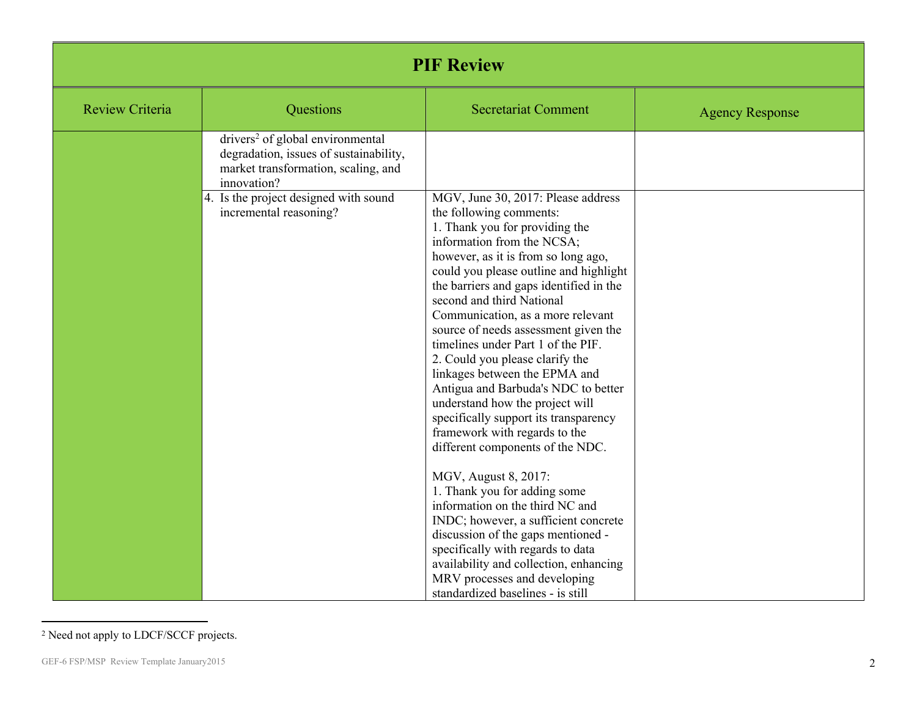# PIF Review

| Review Criteria | Questions | Secretariat Comment | Agency Response |
|---|---|---|---|
| | drivers[2] of global environmental degradation, issues of sustainability, market transformation, scaling, and innovation? | | |
| | 4. Is the project designed with sound incremental reasoning? | MGV, June 30, 2017: Please address the following comments:<br>1. Thank you for providing the information from the NCSA; however, as it is from so long ago, could you please outline and highlight the barriers and gaps identified in the second and third National Communication, as a more relevant source of needs assessment given the timelines under Part 1 of the PIF.<br>2. Could you please clarify the linkages between the EPMA and Antigua and Barbuda's NDC to better understand how the project will specifically support its transparency framework with regards to the different components of the NDC.<br><br>MGV, August 8, 2017:<br>1. Thank you for adding some information on the third NC and INDC; however, a sufficient concrete discussion of the gaps mentioned - specifically with regards to data availability and collection, enhancing MRV processes and developing standardized baselines - is still | |

[2] Need not apply to LDCF/SCCF projects.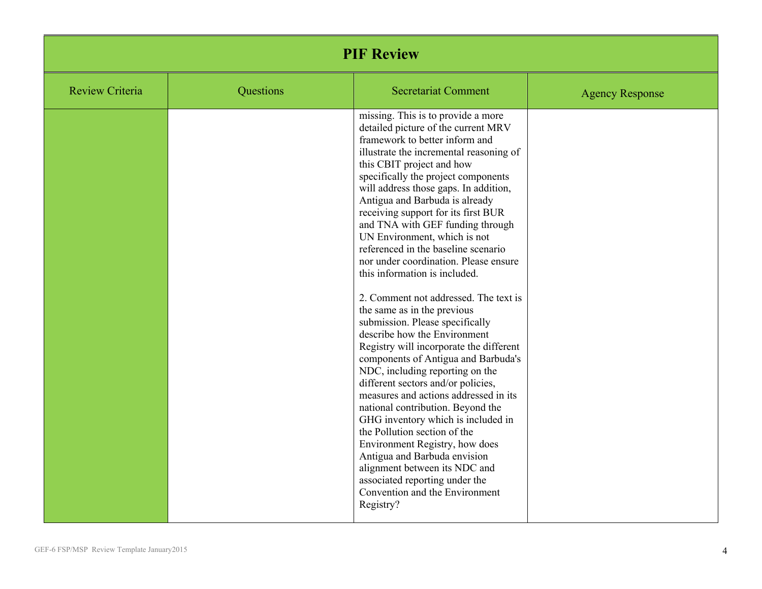# PIF Review

| Review Criteria | Questions | Secretariat Comment | Agency Response |
|---|---|---|---|
| | | missing. This is to provide a more detailed picture of the current MRV framework to better inform and illustrate the incremental reasoning of this CBIT project and how specifically the project components will address those gaps. In addition, Antigua and Barbuda is already receiving support for its first BUR and TNA with GEF funding through UN Environment, which is not referenced in the baseline scenario nor under coordination. Please ensure this information is included.<br><br>2. Comment not addressed. The text is the same as in the previous submission. Please specifically describe how the Environment Registry will incorporate the different components of Antigua and Barbuda's NDC, including reporting on the different sectors and/or policies, measures and actions addressed in its national contribution. Beyond the GHG inventory which is included in the Pollution section of the Environment Registry, how does Antigua and Barbuda envision alignment between its NDC and associated reporting under the Convention and the Environment Registry? | |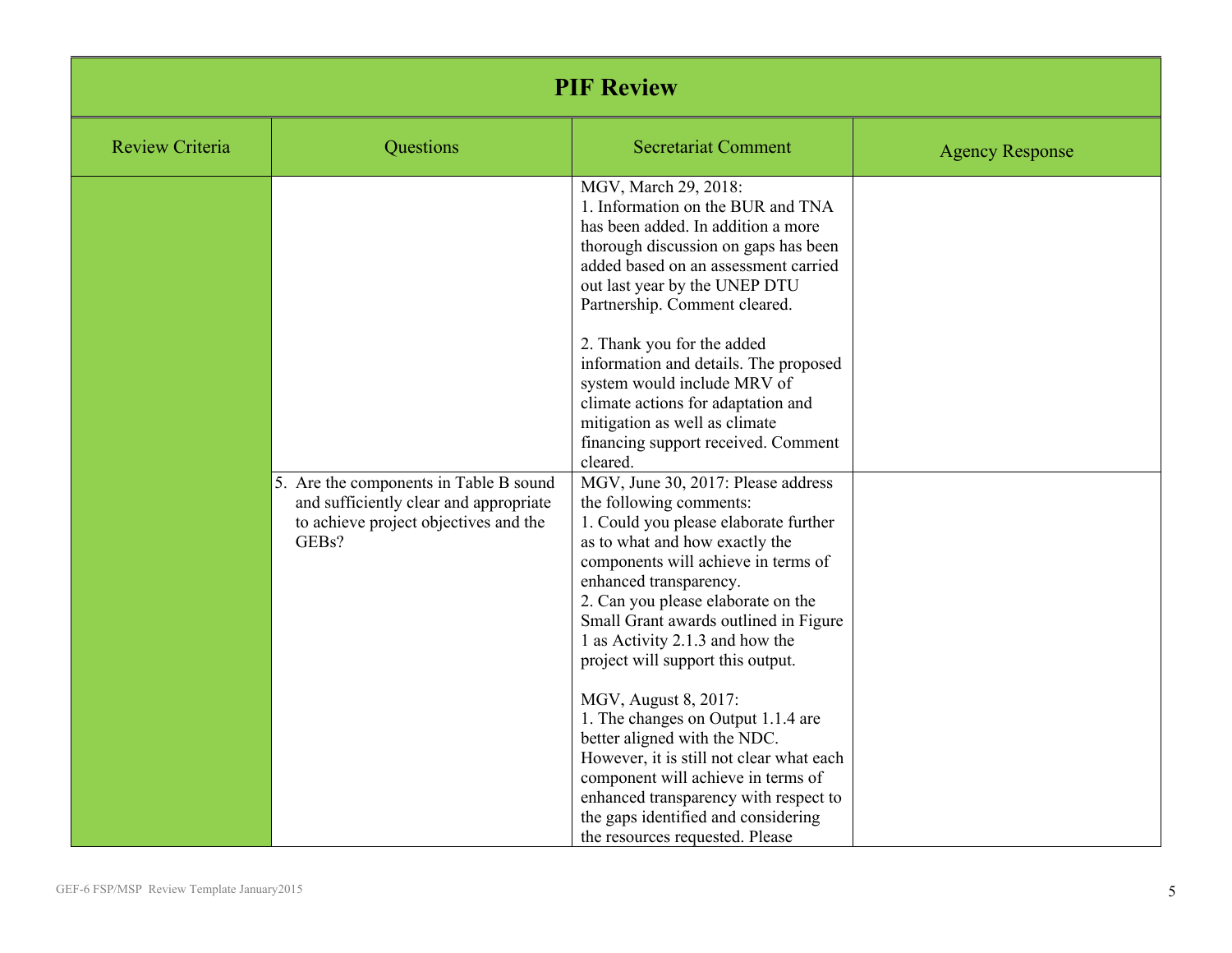| PIF Review | | | |
|---|---|---|---|
| Review Criteria | Questions | Secretariat Comment | Agency Response |
| | | MGV, March 29, 2018:<br>1. Information on the BUR and TNA has been added. In addition a more thorough discussion on gaps has been added based on an assessment carried out last year by the UNEP DTU Partnership. Comment cleared.<br><br>2. Thank you for the added information and details. The proposed system would include MRV of climate actions for adaptation and mitigation as well as climate financing support received. Comment cleared. | |
| | 5. Are the components in Table B sound and sufficiently clear and appropriate to achieve project objectives and the GEBs? | MGV, June 30, 2017: Please address the following comments:<br>1. Could you please elaborate further as to what and how exactly the components will achieve in terms of enhanced transparency.<br>2. Can you please elaborate on the Small Grant awards outlined in Figure 1 as Activity 2.1.3 and how the project will support this output.<br><br>MGV, August 8, 2017:<br>1. The changes on Output 1.1.4 are better aligned with the NDC. However, it is still not clear what each component will achieve in terms of enhanced transparency with respect to the gaps identified and considering the resources requested. Please | |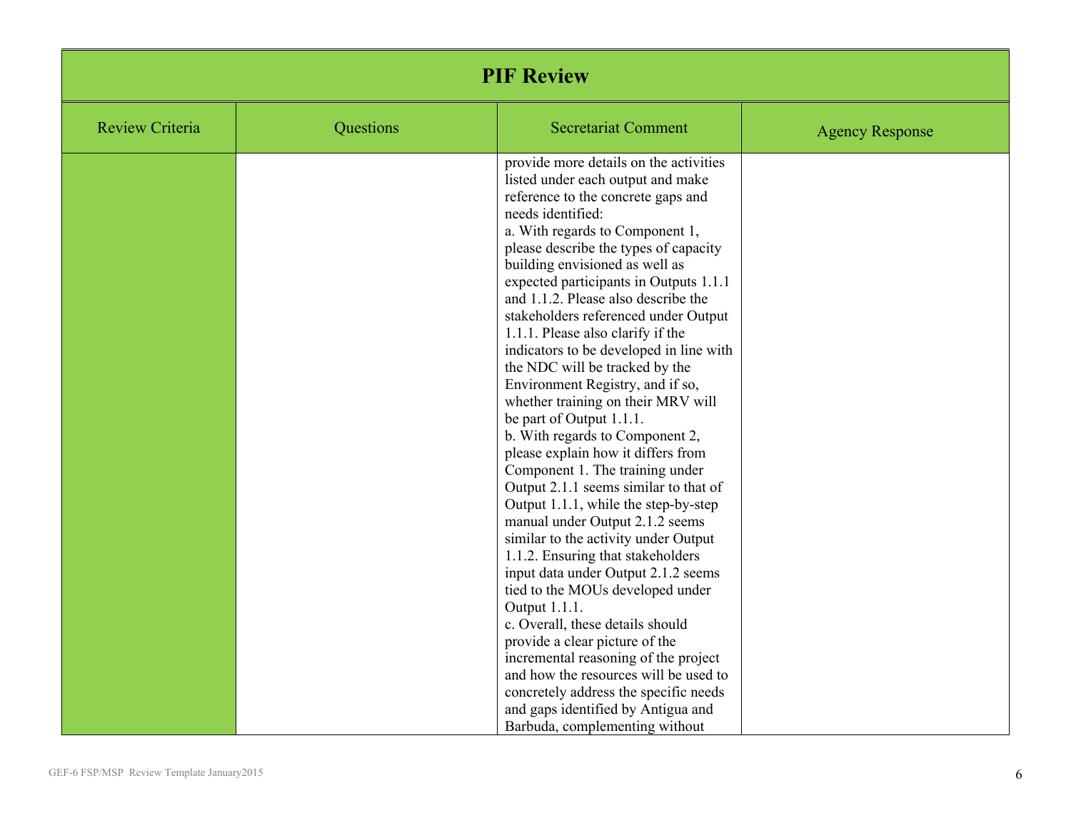## PIF Review

| Review Criteria | Questions | Secretariat Comment | Agency Response |
|---|---|---|---|
| | | provide more details on the activities listed under each output and make reference to the concrete gaps and needs identified:<br>a. With regards to Component 1, please describe the types of capacity building envisioned as well as expected participants in Outputs 1.1.1 and 1.1.2. Please also describe the stakeholders referenced under Output 1.1.1. Please also clarify if the indicators to be developed in line with the NDC will be tracked by the Environment Registry, and if so, whether training on their MRV will be part of Output 1.1.1.<br>b. With regards to Component 2, please explain how it differs from Component 1. The training under Output 2.1.1 seems similar to that of Output 1.1.1, while the step-by-step manual under Output 2.1.2 seems similar to the activity under Output 1.1.2. Ensuring that stakeholders input data under Output 2.1.2 seems tied to the MOUs developed under Output 1.1.1.<br>c. Overall, these details should provide a clear picture of the incremental reasoning of the project and how the resources will be used to concretely address the specific needs and gaps identified by Antigua and Barbuda, complementing without | |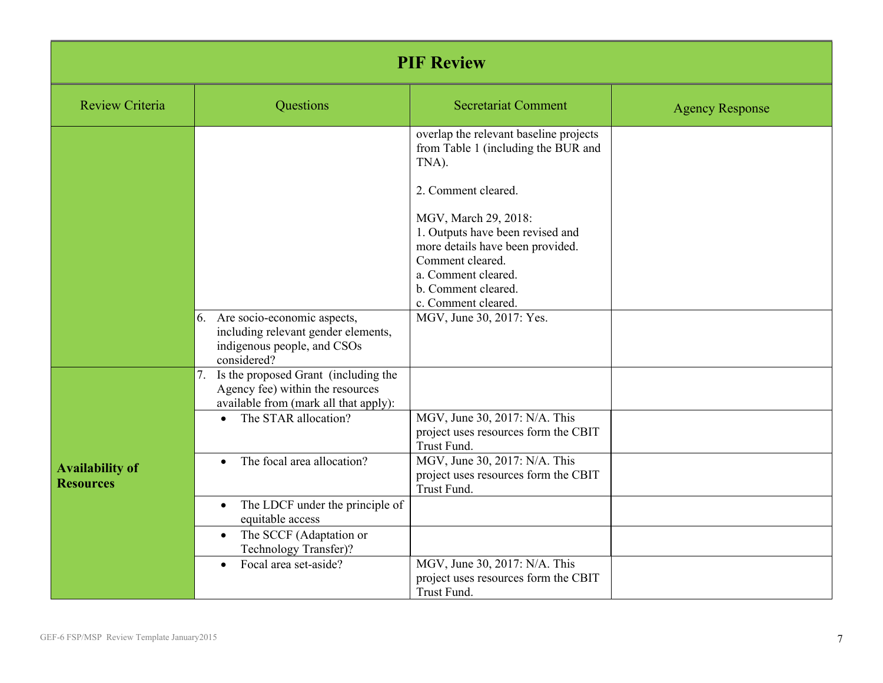| **PIF Review** | | | |
|---|---|---|---|
| Review Criteria | Questions | Secretariat Comment | Agency Response |
| | | overlap the relevant baseline projects from Table 1 (including the BUR and TNA).<br><br>2. Comment cleared.<br><br>MGV, March 29, 2018:<br>1. Outputs have been revised and more details have been provided. Comment cleared.<br>a. Comment cleared.<br>b. Comment cleared.<br>c. Comment cleared. | |
| | 6. Are socio-economic aspects, including relevant gender elements, indigenous people, and CSOs considered? | MGV, June 30, 2017: Yes. | |
| **Availability of Resources** | 7. Is the proposed Grant (including the Agency fee) within the resources available from (mark all that apply): | | |
| | • The STAR allocation? | MGV, June 30, 2017: N/A. This project uses resources form the CBIT Trust Fund. | |
| | • The focal area allocation? | MGV, June 30, 2017: N/A. This project uses resources form the CBIT Trust Fund. | |
| | • The LDCF under the principle of equitable access | | |
| | • The SCCF (Adaptation or Technology Transfer)? | | |
| | • Focal area set-aside? | MGV, June 30, 2017: N/A. This project uses resources form the CBIT Trust Fund. | |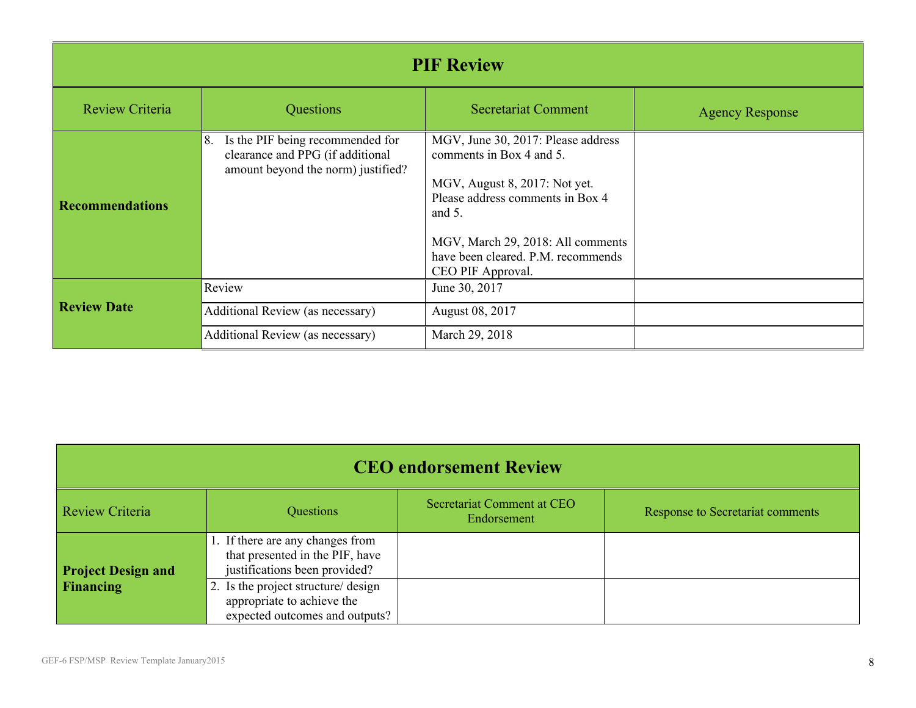| PIF Review | | | |
|---|---|---|---|
| Review Criteria | Questions | Secretariat Comment | Agency Response |
| **Recommendations** | 8. Is the PIF being recommended for clearance and PPG (if additional amount beyond the norm) justified? | MGV, June 30, 2017: Please address comments in Box 4 and 5.<br><br>MGV, August 8, 2017: Not yet. Please address comments in Box 4 and 5.<br><br>MGV, March 29, 2018: All comments have been cleared. P.M. recommends CEO PIF Approval. | |
| **Review Date** | Review | June 30, 2017 | |
| | Additional Review (as necessary) | August 08, 2017 | |
| | Additional Review (as necessary) | March 29, 2018 | |

| CEO endorsement Review | | | |
|---|---|---|---|
| Review Criteria | Questions | Secretariat Comment at CEO Endorsement | Response to Secretariat comments |
| **Project Design and Financing** | 1. If there are any changes from that presented in the PIF, have justifications been provided? | | |
| | 2. Is the project structure/ design appropriate to achieve the expected outcomes and outputs? | | |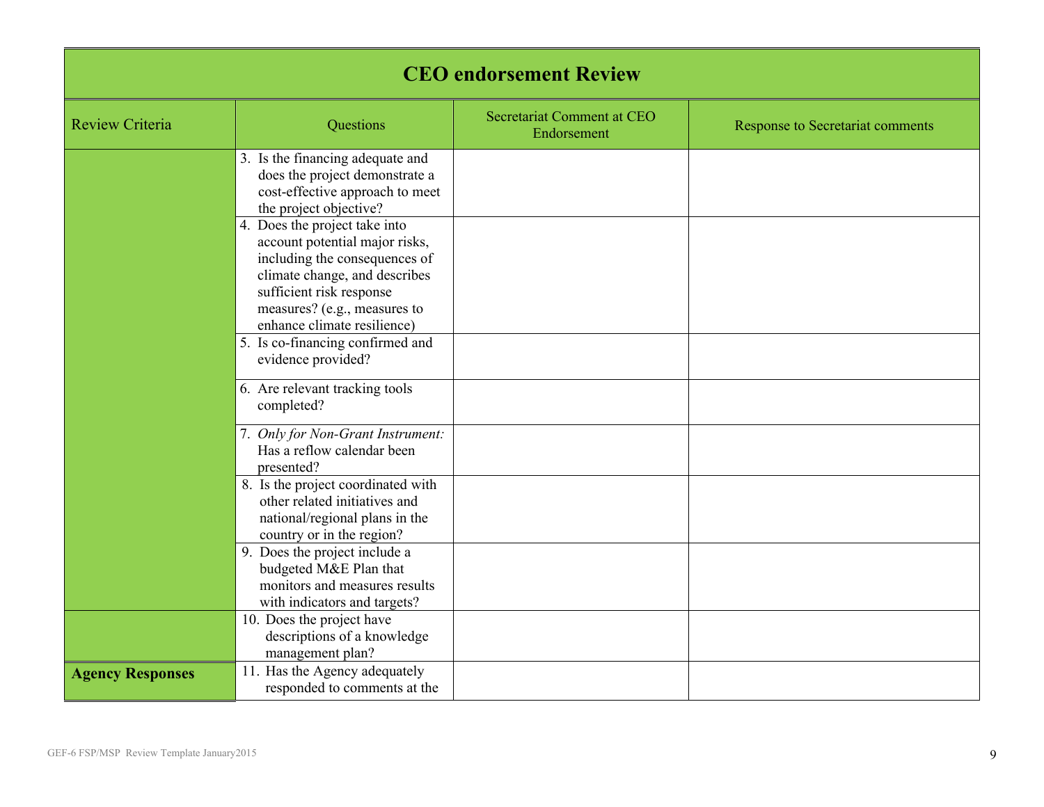| CEO endorsement Review | | | |
|---|---|---|---|
| Review Criteria | Questions | Secretariat Comment at CEO Endorsement | Response to Secretariat comments |
| | 3. Is the financing adequate and does the project demonstrate a cost-effective approach to meet the project objective? | | |
| | 4. Does the project take into account potential major risks, including the consequences of climate change, and describes sufficient risk response measures? (e.g., measures to enhance climate resilience) | | |
| | 5. Is co-financing confirmed and evidence provided? | | |
| | 6. Are relevant tracking tools completed? | | |
| | 7. *Only for Non-Grant Instrument:* Has a reflow calendar been presented? | | |
| | 8. Is the project coordinated with other related initiatives and national/regional plans in the country or in the region? | | |
| | 9. Does the project include a budgeted M&E Plan that monitors and measures results with indicators and targets? | | |
| | 10. Does the project have descriptions of a knowledge management plan? | | |
| **Agency Responses** | 11. Has the Agency adequately responded to comments at the | | |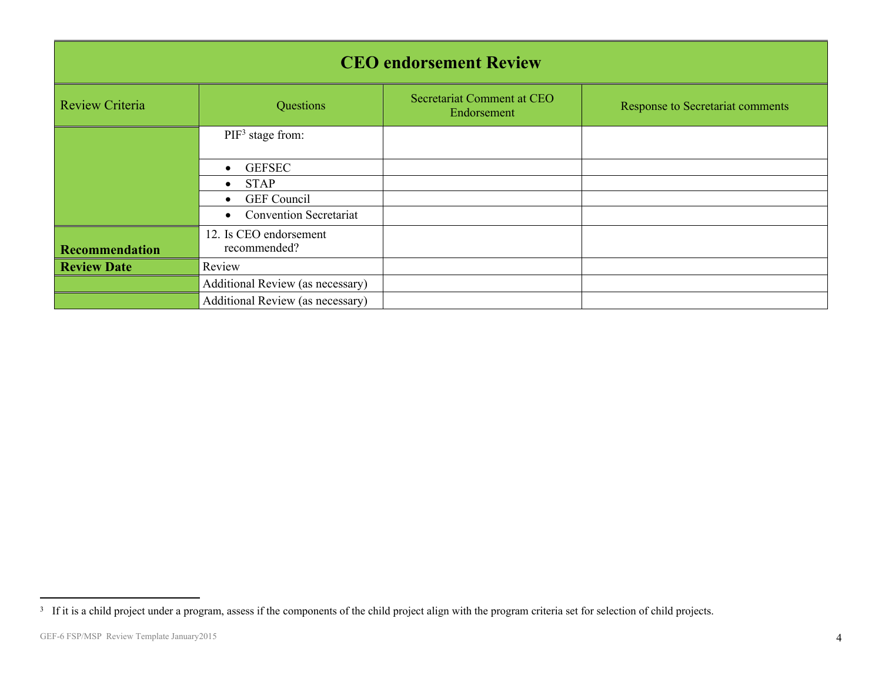| CEO endorsement Review | | | |
|---|---|---|---|
| Review Criteria | Questions | Secretariat Comment at CEO Endorsement | Response to Secretariat comments |
| | PIF[3] stage from: | | |
| | • GEFSEC | | |
| | • STAP | | |
| | • GEF Council | | |
| | • Convention Secretariat | | |
| **Recommendation** | 12. Is CEO endorsement recommended? | | |
| **Review Date** | Review | | |
| | Additional Review (as necessary) | | |
| | Additional Review (as necessary) | | |

[3] If it is a child project under a program, assess if the components of the child project align with the program criteria set for selection of child projects.